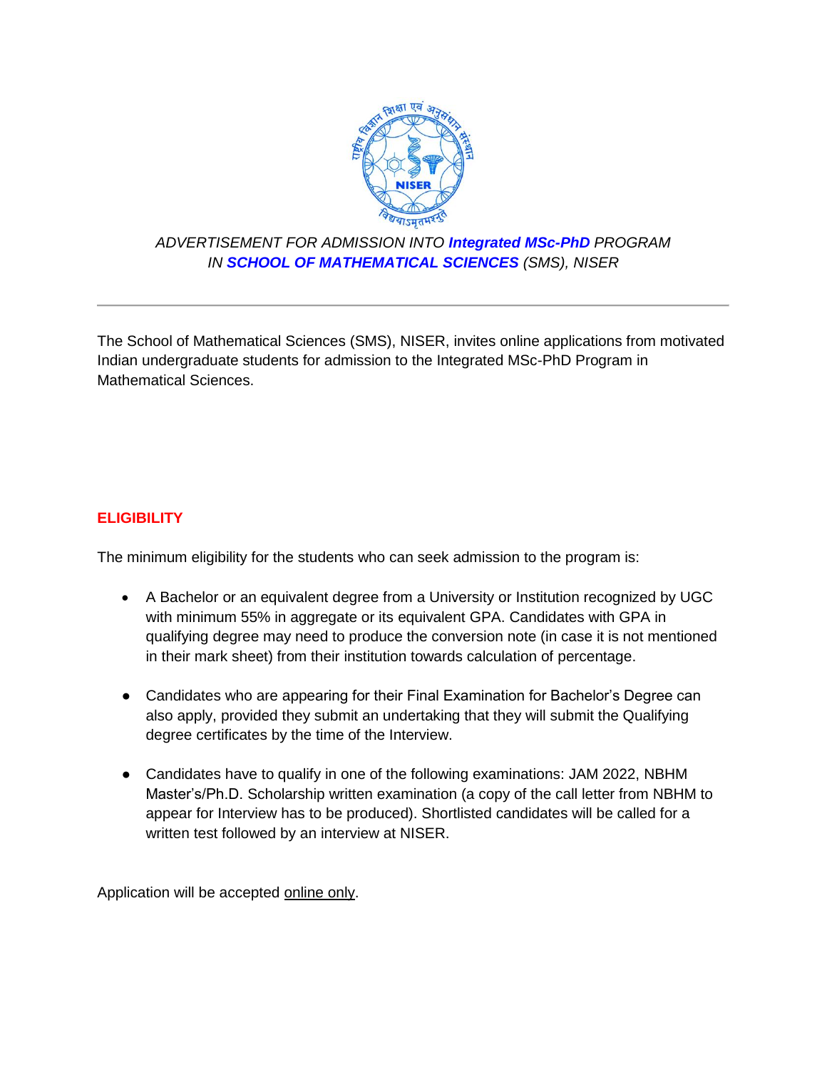*ADVERTISEMENT FOR ADMISSION INTO **Integrated MSc-PhD** PROGRAM IN **SCHOOL OF MATHEMATICAL SCIENCES** (SMS), NISER*

---

The School of Mathematical Sciences (SMS), NISER, invites online applications from motivated Indian undergraduate students for admission to the Integrated MSc-PhD Program in Mathematical Sciences.

## ELIGIBILITY

The minimum eligibility for the students who can seek admission to the program is:

- A Bachelor or an equivalent degree from a University or Institution recognized by UGC with minimum 55% in aggregate or its equivalent GPA. Candidates with GPA in qualifying degree may need to produce the conversion note (in case it is not mentioned in their mark sheet) from their institution towards calculation of percentage.

- Candidates who are appearing for their Final Examination for Bachelor's Degree can also apply, provided they submit an undertaking that they will submit the Qualifying degree certificates by the time of the Interview.

- Candidates have to qualify in one of the following examinations: JAM 2022, NBHM Master's/Ph.D. Scholarship written examination (a copy of the call letter from NBHM to appear for Interview has to be produced). Shortlisted candidates will be called for a written test followed by an interview at NISER.

Application will be accepted online only.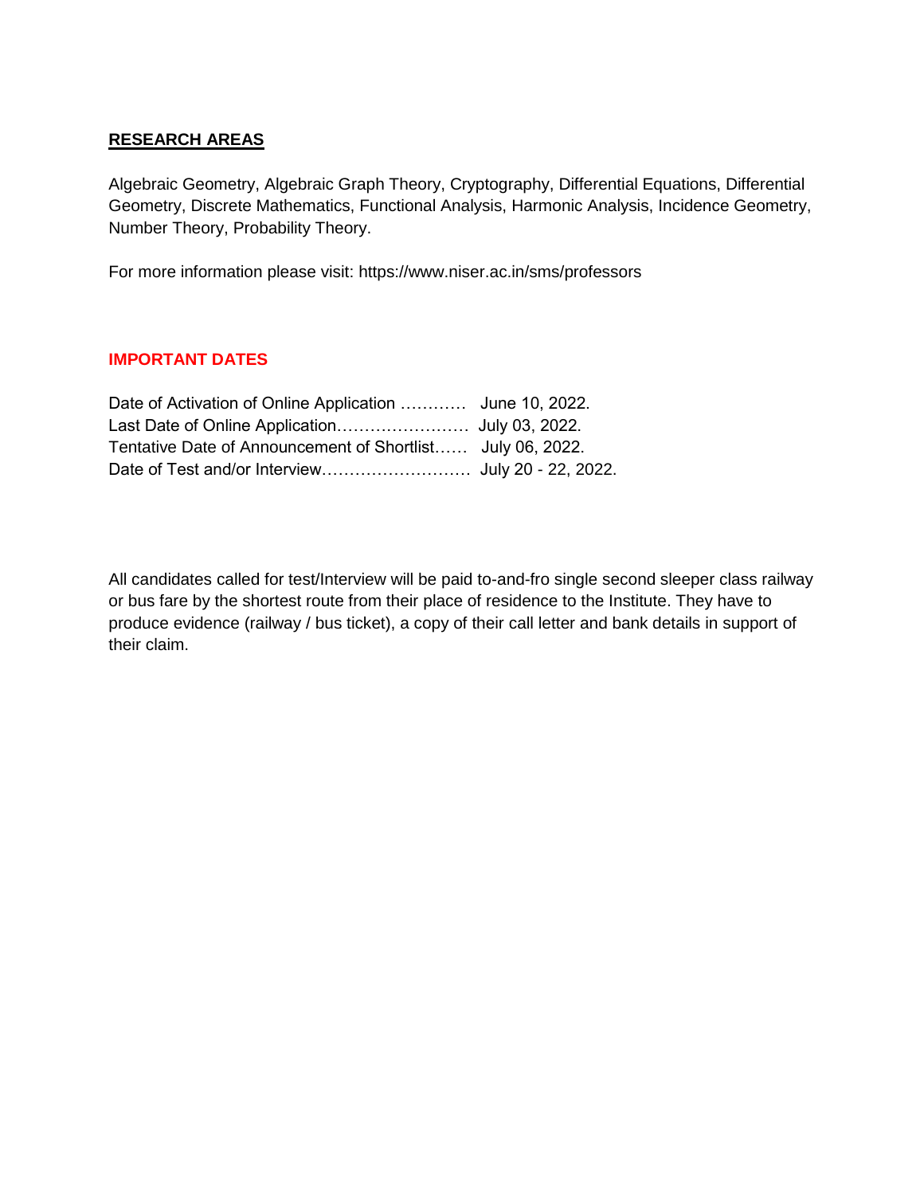## RESEARCH AREAS

Algebraic Geometry, Algebraic Graph Theory, Cryptography, Differential Equations, Differential Geometry, Discrete Mathematics, Functional Analysis, Harmonic Analysis, Incidence Geometry, Number Theory, Probability Theory.

For more information please visit: https://www.niser.ac.in/sms/professors

## IMPORTANT DATES

Date of Activation of Online Application ………… June 10, 2022.
Last Date of Online Application…………………… July 03, 2022.
Tentative Date of Announcement of Shortlist…… July 06, 2022.
Date of Test and/or Interview……………………… July 20 - 22, 2022.

All candidates called for test/Interview will be paid to-and-fro single second sleeper class railway or bus fare by the shortest route from their place of residence to the Institute. They have to produce evidence (railway / bus ticket), a copy of their call letter and bank details in support of their claim.